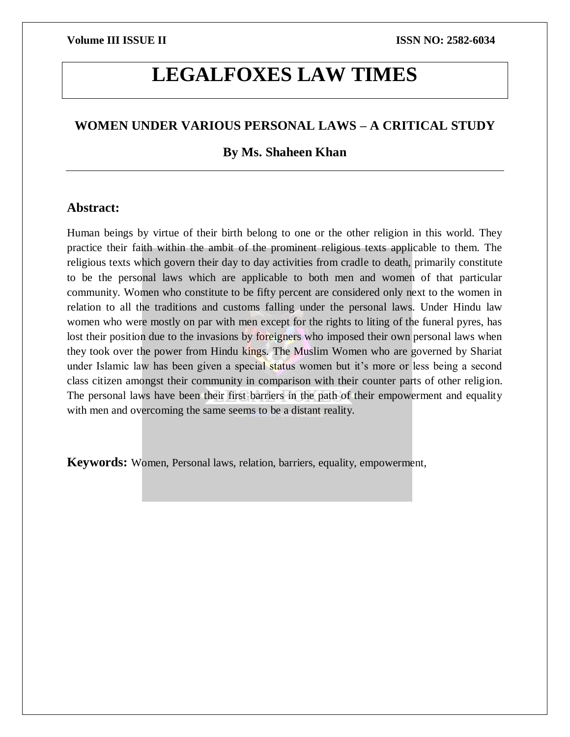# LEGALFOXES LAW TIMES

## WOMEN UNDER VARIOUS PERSONAL LAWS – A CRITICAL STUDY

**By Ms. Shaheen Khan**

---

### Abstract:

Human beings by virtue of their birth belong to one or the other religion in this world. They practice their faith within the ambit of the prominent religious texts applicable to them. The religious texts which govern their day to day activities from cradle to death, primarily constitute to be the personal laws which are applicable to both men and women of that particular community. Women who constitute to be fifty percent are considered only next to the women in relation to all the traditions and customs falling under the personal laws. Under Hindu law women who were mostly on par with men except for the rights to liting of the funeral pyres, has lost their position due to the invasions by foreigners who imposed their own personal laws when they took over the power from Hindu kings. The Muslim Women who are governed by Shariat under Islamic law has been given a special status women but it's more or less being a second class citizen amongst their community in comparison with their counter parts of other religion. The personal laws have been their first barriers in the path of their empowerment and equality with men and overcoming the same seems to be a distant reality.

**Keywords:** Women, Personal laws, relation, barriers, equality, empowerment,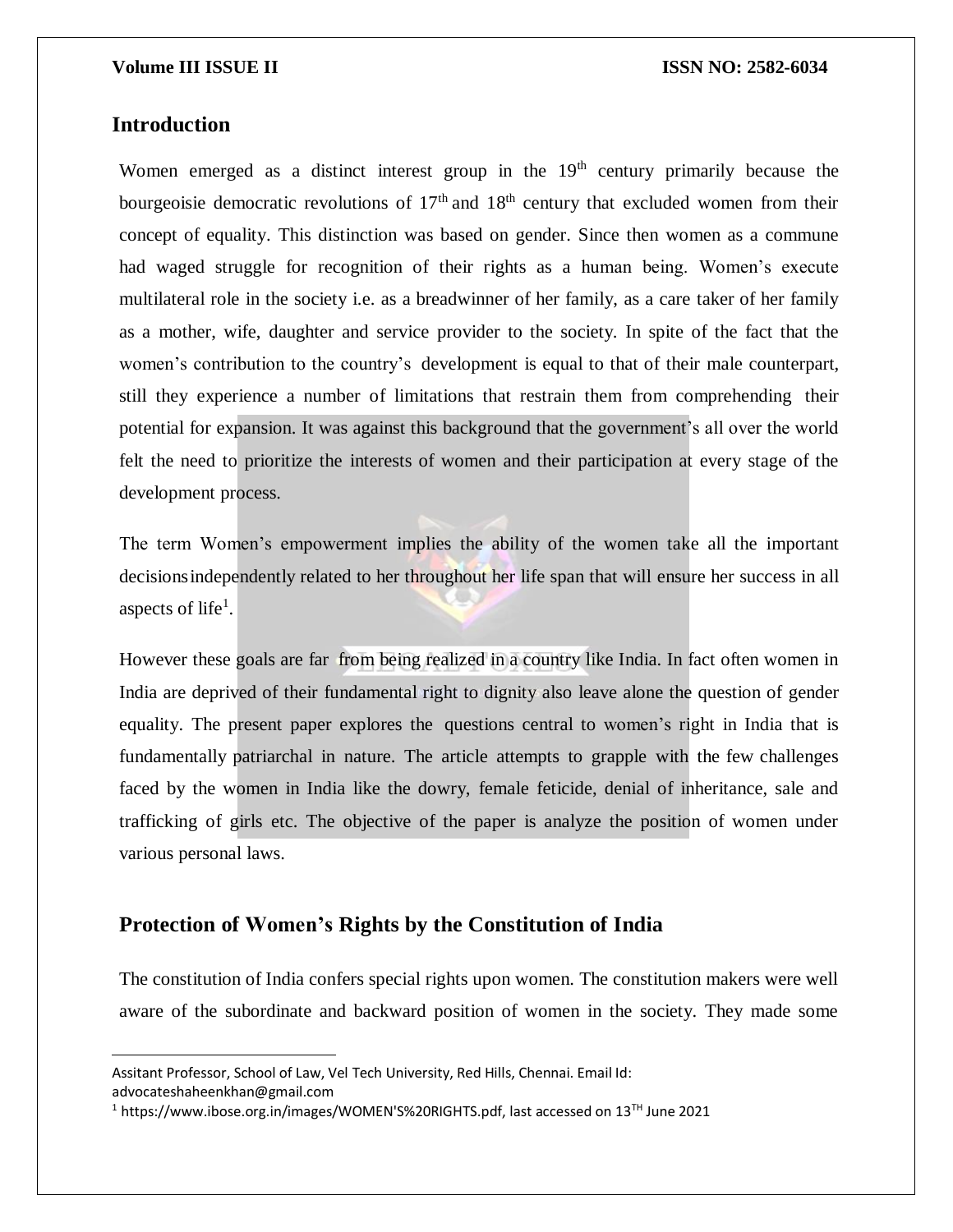## Introduction

Women emerged as a distinct interest group in the 19th century primarily because the bourgeoisie democratic revolutions of 17th and 18th century that excluded women from their concept of equality. This distinction was based on gender. Since then women as a commune had waged struggle for recognition of their rights as a human being. Women's execute multilateral role in the society i.e. as a breadwinner of her family, as a care taker of her family as a mother, wife, daughter and service provider to the society. In spite of the fact that the women's contribution to the country's development is equal to that of their male counterpart, still they experience a number of limitations that restrain them from comprehending their potential for expansion. It was against this background that the government's all over the world felt the need to prioritize the interests of women and their participation at every stage of the development process.

The term Women's empowerment implies the ability of the women take all the important decisionsindependently related to her throughout her life span that will ensure her success in all aspects of life[1].

However these goals are far from being realized in a country like India. In fact often women in India are deprived of their fundamental right to dignity also leave alone the question of gender equality. The present paper explores the questions central to women's right in India that is fundamentally patriarchal in nature. The article attempts to grapple with the few challenges faced by the women in India like the dowry, female feticide, denial of inheritance, sale and trafficking of girls etc. The objective of the paper is analyze the position of women under various personal laws.

## Protection of Women's Rights by the Constitution of India

The constitution of India confers special rights upon women. The constitution makers were well aware of the subordinate and backward position of women in the society. They made some

---

Assitant Professor, School of Law, Vel Tech University, Red Hills, Chennai. Email Id: advocateshaheenkhan@gmail.com

[1] https://www.ibose.org.in/images/WOMEN'S%20RIGHTS.pdf, last accessed on 13TH June 2021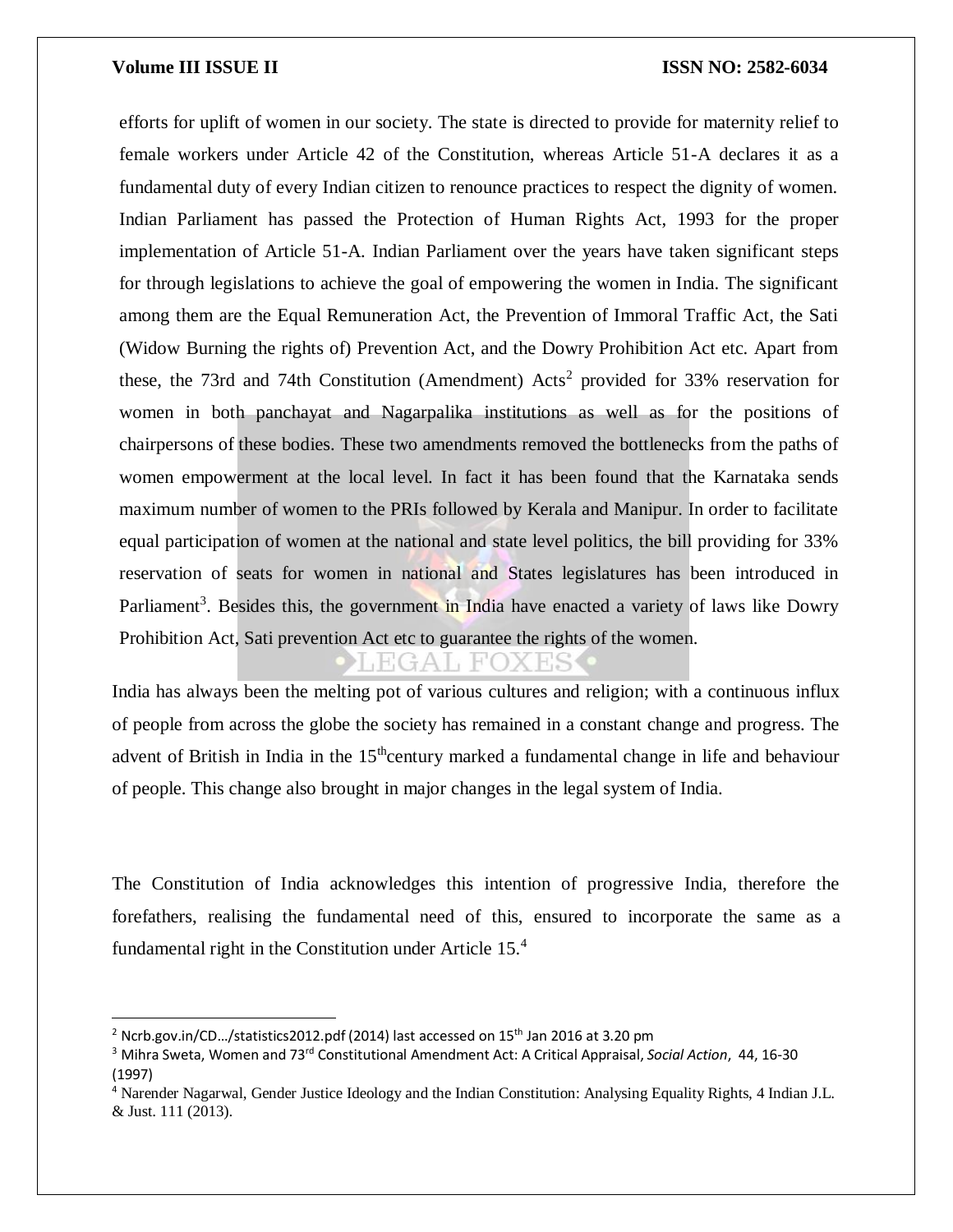efforts for uplift of women in our society. The state is directed to provide for maternity relief to female workers under Article 42 of the Constitution, whereas Article 51-A declares it as a fundamental duty of every Indian citizen to renounce practices to respect the dignity of women. Indian Parliament has passed the Protection of Human Rights Act, 1993 for the proper implementation of Article 51-A. Indian Parliament over the years have taken significant steps for through legislations to achieve the goal of empowering the women in India. The significant among them are the Equal Remuneration Act, the Prevention of Immoral Traffic Act, the Sati (Widow Burning the rights of) Prevention Act, and the Dowry Prohibition Act etc. Apart from these, the 73rd and 74th Constitution (Amendment) Acts[2] provided for 33% reservation for women in both panchayat and Nagarpalika institutions as well as for the positions of chairpersons of these bodies. These two amendments removed the bottlenecks from the paths of women empowerment at the local level. In fact it has been found that the Karnataka sends maximum number of women to the PRIs followed by Kerala and Manipur. In order to facilitate equal participation of women at the national and state level politics, the bill providing for 33% reservation of seats for women in national and States legislatures has been introduced in Parliament[3]. Besides this, the government in India have enacted a variety of laws like Dowry Prohibition Act, Sati prevention Act etc to guarantee the rights of the women.

India has always been the melting pot of various cultures and religion; with a continuous influx of people from across the globe the society has remained in a constant change and progress. The advent of British in India in the 15thcentury marked a fundamental change in life and behaviour of people. This change also brought in major changes in the legal system of India.

The Constitution of India acknowledges this intention of progressive India, therefore the forefathers, realising the fundamental need of this, ensured to incorporate the same as a fundamental right in the Constitution under Article 15.[4]

---

[2] Ncrb.gov.in/CD…/statistics2012.pdf (2014) last accessed on 15th Jan 2016 at 3.20 pm

[3] Mihra Sweta, Women and 73rd Constitutional Amendment Act: A Critical Appraisal, *Social Action*, 44, 16-30 (1997)

[4] Narender Nagarwal, Gender Justice Ideology and the Indian Constitution: Analysing Equality Rights, 4 Indian J.L. & Just. 111 (2013).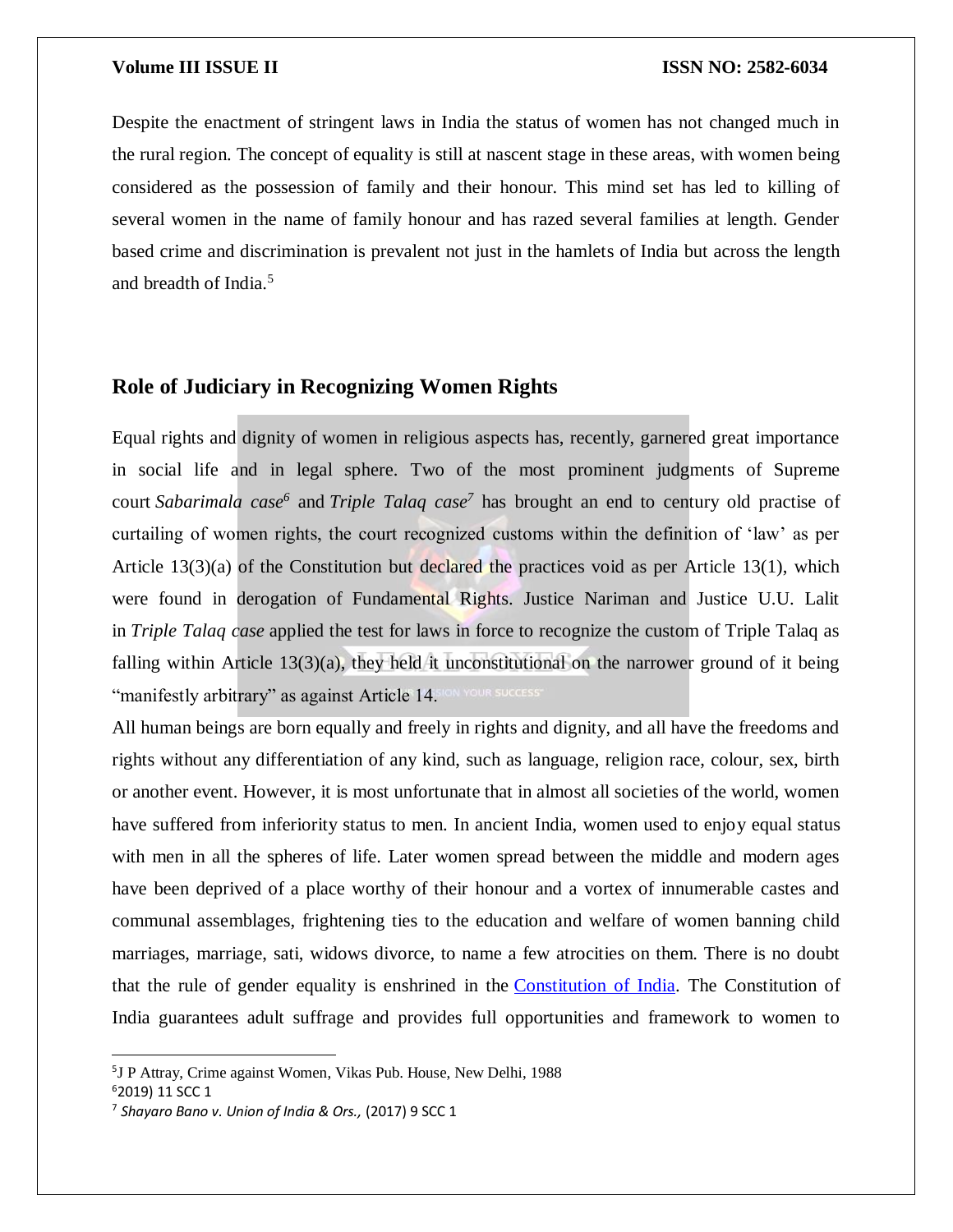Despite the enactment of stringent laws in India the status of women has not changed much in the rural region. The concept of equality is still at nascent stage in these areas, with women being considered as the possession of family and their honour. This mind set has led to killing of several women in the name of family honour and has razed several families at length. Gender based crime and discrimination is prevalent not just in the hamlets of India but across the length and breadth of India.[5]

## Role of Judiciary in Recognizing Women Rights

Equal rights and dignity of women in religious aspects has, recently, garnered great importance in social life and in legal sphere. Two of the most prominent judgments of Supreme court *Sabarimala case*[6] and *Triple Talaq case*[7] has brought an end to century old practise of curtailing of women rights, the court recognized customs within the definition of 'law' as per Article 13(3)(a) of the Constitution but declared the practices void as per Article 13(1), which were found in derogation of Fundamental Rights. Justice Nariman and Justice U.U. Lalit in *Triple Talaq case* applied the test for laws in force to recognize the custom of Triple Talaq as falling within Article 13(3)(a), they held it unconstitutional on the narrower ground of it being "manifestly arbitrary" as against Article 14.

All human beings are born equally and freely in rights and dignity, and all have the freedoms and rights without any differentiation of any kind, such as language, religion race, colour, sex, birth or another event. However, it is most unfortunate that in almost all societies of the world, women have suffered from inferiority status to men. In ancient India, women used to enjoy equal status with men in all the spheres of life. Later women spread between the middle and modern ages have been deprived of a place worthy of their honour and a vortex of innumerable castes and communal assemblages, frightening ties to the education and welfare of women banning child marriages, marriage, sati, widows divorce, to name a few atrocities on them. There is no doubt that the rule of gender equality is enshrined in the Constitution of India. The Constitution of India guarantees adult suffrage and provides full opportunities and framework to women to

---

[5] J P Attray, Crime against Women, Vikas Pub. House, New Delhi, 1988

[6] 2019) 11 SCC 1

[7] *Shayaro Bano v. Union of India & Ors.,* (2017) 9 SCC 1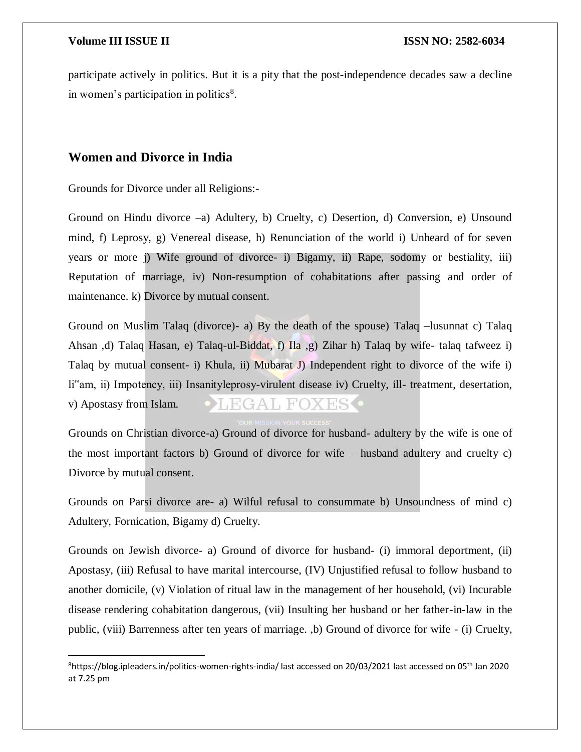participate actively in politics. But it is a pity that the post-independence decades saw a decline in women's participation in politics[8].

## Women and Divorce in India

Grounds for Divorce under all Religions:-

Ground on Hindu divorce –a) Adultery, b) Cruelty, c) Desertion, d) Conversion, e) Unsound mind, f) Leprosy, g) Venereal disease, h) Renunciation of the world i) Unheard of for seven years or more j) Wife ground of divorce- i) Bigamy, ii) Rape, sodomy or bestiality, iii) Reputation of marriage, iv) Non-resumption of cohabitations after passing and order of maintenance. k) Divorce by mutual consent.

Ground on Muslim Talaq (divorce)- a) By the death of the spouse) Talaq –lusunnat c) Talaq Ahsan ,d) Talaq Hasan, e) Talaq-ul-Biddat, f) Ila ,g) Zihar h) Talaq by wife- talaq tafweez i) Talaq by mutual consent- i) Khula, ii) Mubarat J) Independent right to divorce of the wife i) li"am, ii) Impotency, iii) Insanityleprosy-virulent disease iv) Cruelty, ill- treatment, desertation, v) Apostasy from Islam.

Grounds on Christian divorce-a) Ground of divorce for husband- adultery by the wife is one of the most important factors b) Ground of divorce for wife – husband adultery and cruelty c) Divorce by mutual consent.

Grounds on Parsi divorce are- a) Wilful refusal to consummate b) Unsoundness of mind c) Adultery, Fornication, Bigamy d) Cruelty.

Grounds on Jewish divorce- a) Ground of divorce for husband- (i) immoral deportment, (ii) Apostasy, (iii) Refusal to have marital intercourse, (IV) Unjustified refusal to follow husband to another domicile, (v) Violation of ritual law in the management of her household, (vi) Incurable disease rendering cohabitation dangerous, (vii) Insulting her husband or her father-in-law in the public, (viii) Barrenness after ten years of marriage. ,b) Ground of divorce for wife - (i) Cruelty,

---

[8]https://blog.ipleaders.in/politics-women-rights-india/ last accessed on 20/03/2021 last accessed on 05th Jan 2020 at 7.25 pm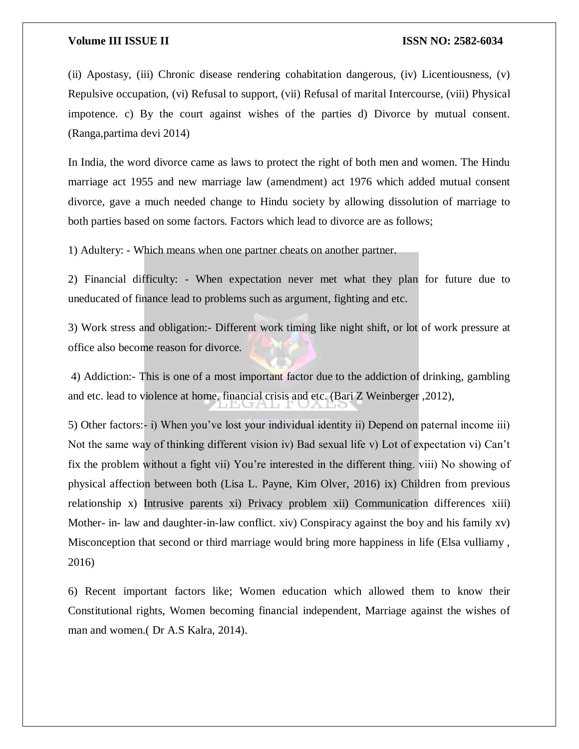(ii) Apostasy, (iii) Chronic disease rendering cohabitation dangerous, (iv) Licentiousness, (v) Repulsive occupation, (vi) Refusal to support, (vii) Refusal of marital Intercourse, (viii) Physical impotence. c) By the court against wishes of the parties d) Divorce by mutual consent. (Ranga,partima devi 2014)

In India, the word divorce came as laws to protect the right of both men and women. The Hindu marriage act 1955 and new marriage law (amendment) act 1976 which added mutual consent divorce, gave a much needed change to Hindu society by allowing dissolution of marriage to both parties based on some factors. Factors which lead to divorce are as follows;

1) Adultery: - Which means when one partner cheats on another partner.

2) Financial difficulty: - When expectation never met what they plan for future due to uneducated of finance lead to problems such as argument, fighting and etc.

3) Work stress and obligation:- Different work timing like night shift, or lot of work pressure at office also become reason for divorce.

4) Addiction:- This is one of a most important factor due to the addiction of drinking, gambling and etc. lead to violence at home, financial crisis and etc. (Bari Z Weinberger ,2012),

5) Other factors:- i) When you've lost your individual identity ii) Depend on paternal income iii) Not the same way of thinking different vision iv) Bad sexual life v) Lot of expectation vi) Can't fix the problem without a fight vii) You're interested in the different thing. viii) No showing of physical affection between both (Lisa L. Payne, Kim Olver, 2016) ix) Children from previous relationship x) Intrusive parents xi) Privacy problem xii) Communication differences xiii) Mother- in- law and daughter-in-law conflict. xiv) Conspiracy against the boy and his family xv) Misconception that second or third marriage would bring more happiness in life (Elsa vulliamy , 2016)

6) Recent important factors like; Women education which allowed them to know their Constitutional rights, Women becoming financial independent, Marriage against the wishes of man and women.( Dr A.S Kalra, 2014).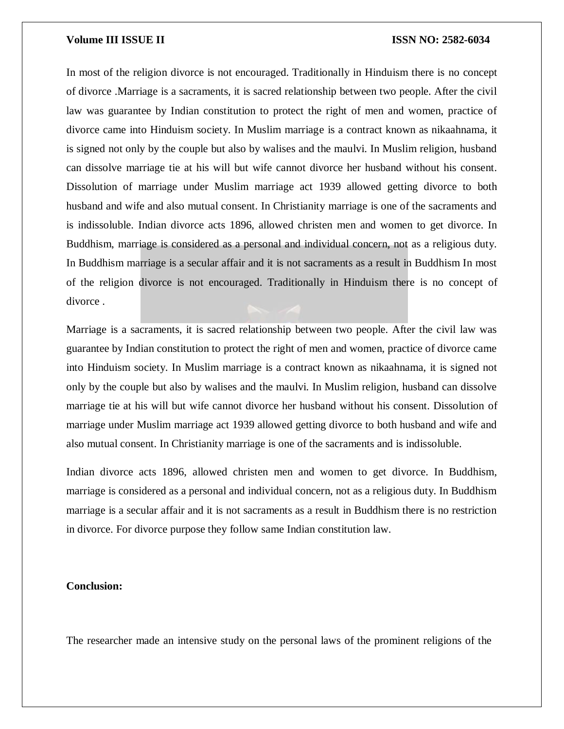In most of the religion divorce is not encouraged. Traditionally in Hinduism there is no concept of divorce .Marriage is a sacraments, it is sacred relationship between two people. After the civil law was guarantee by Indian constitution to protect the right of men and women, practice of divorce came into Hinduism society. In Muslim marriage is a contract known as nikaahnama, it is signed not only by the couple but also by walises and the maulvi. In Muslim religion, husband can dissolve marriage tie at his will but wife cannot divorce her husband without his consent. Dissolution of marriage under Muslim marriage act 1939 allowed getting divorce to both husband and wife and also mutual consent. In Christianity marriage is one of the sacraments and is indissoluble. Indian divorce acts 1896, allowed christen men and women to get divorce. In Buddhism, marriage is considered as a personal and individual concern, not as a religious duty. In Buddhism marriage is a secular affair and it is not sacraments as a result in Buddhism In most of the religion divorce is not encouraged. Traditionally in Hinduism there is no concept of divorce .

Marriage is a sacraments, it is sacred relationship between two people. After the civil law was guarantee by Indian constitution to protect the right of men and women, practice of divorce came into Hinduism society. In Muslim marriage is a contract known as nikaahnama, it is signed not only by the couple but also by walises and the maulvi. In Muslim religion, husband can dissolve marriage tie at his will but wife cannot divorce her husband without his consent. Dissolution of marriage under Muslim marriage act 1939 allowed getting divorce to both husband and wife and also mutual consent. In Christianity marriage is one of the sacraments and is indissoluble.

Indian divorce acts 1896, allowed christen men and women to get divorce. In Buddhism, marriage is considered as a personal and individual concern, not as a religious duty. In Buddhism marriage is a secular affair and it is not sacraments as a result in Buddhism there is no restriction in divorce. For divorce purpose they follow same Indian constitution law.

**Conclusion:**

The researcher made an intensive study on the personal laws of the prominent religions of the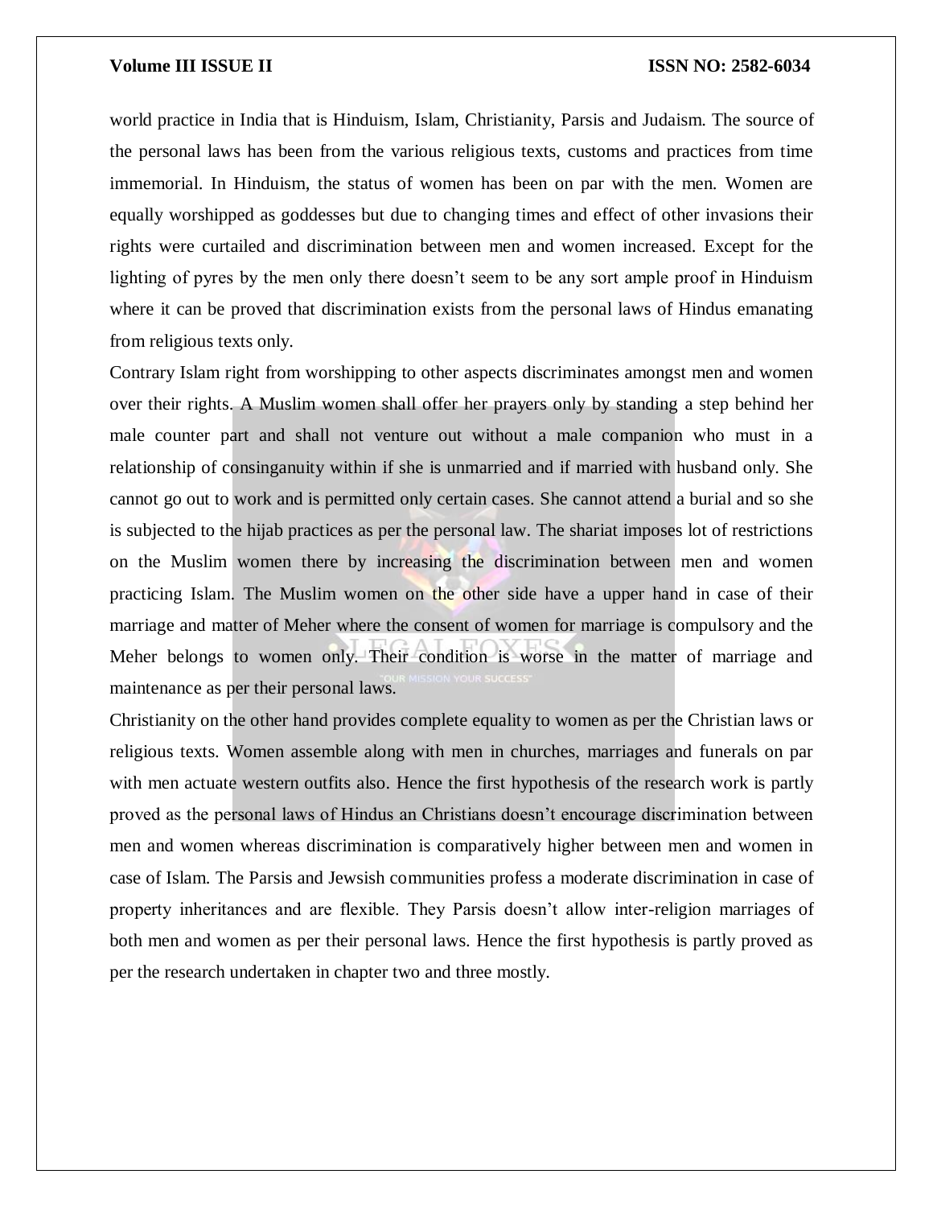world practice in India that is Hinduism, Islam, Christianity, Parsis and Judaism. The source of the personal laws has been from the various religious texts, customs and practices from time immemorial. In Hinduism, the status of women has been on par with the men. Women are equally worshipped as goddesses but due to changing times and effect of other invasions their rights were curtailed and discrimination between men and women increased. Except for the lighting of pyres by the men only there doesn't seem to be any sort ample proof in Hinduism where it can be proved that discrimination exists from the personal laws of Hindus emanating from religious texts only.

Contrary Islam right from worshipping to other aspects discriminates amongst men and women over their rights. A Muslim women shall offer her prayers only by standing a step behind her male counter part and shall not venture out without a male companion who must in a relationship of consinganuity within if she is unmarried and if married with husband only. She cannot go out to work and is permitted only certain cases. She cannot attend a burial and so she is subjected to the hijab practices as per the personal law. The shariat imposes lot of restrictions on the Muslim women there by increasing the discrimination between men and women practicing Islam. The Muslim women on the other side have a upper hand in case of their marriage and matter of Meher where the consent of women for marriage is compulsory and the Meher belongs to women only. Their condition is worse in the matter of marriage and maintenance as per their personal laws.

Christianity on the other hand provides complete equality to women as per the Christian laws or religious texts. Women assemble along with men in churches, marriages and funerals on par with men actuate western outfits also. Hence the first hypothesis of the research work is partly proved as the personal laws of Hindus an Christians doesn't encourage discrimination between men and women whereas discrimination is comparatively higher between men and women in case of Islam. The Parsis and Jewsish communities profess a moderate discrimination in case of property inheritances and are flexible. They Parsis doesn't allow inter-religion marriages of both men and women as per their personal laws. Hence the first hypothesis is partly proved as per the research undertaken in chapter two and three mostly.